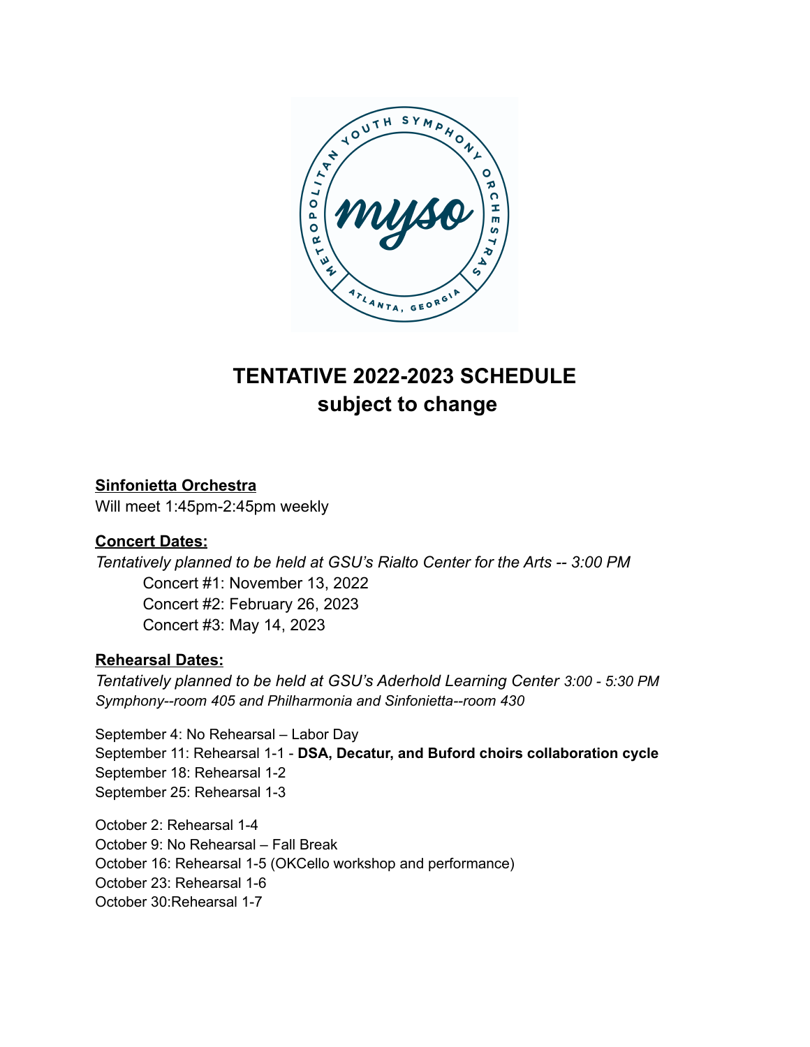# TENTATIVE 2022-2023 SCHEDULE
# subject to change

**Sinfonietta Orchestra**

Will meet 1:45pm-2:45pm weekly

**Concert Dates:**

*Tentatively planned to be held at GSU's Rialto Center for the Arts -- 3:00 PM*

Concert #1: November 13, 2022
Concert #2: February 26, 2023
Concert #3: May 14, 2023

**Rehearsal Dates:**

*Tentatively planned to be held at GSU's Aderhold Learning Center 3:00 - 5:30 PM*
*Symphony--room 405 and Philharmonia and Sinfonietta--room 430*

September 4: No Rehearsal – Labor Day
September 11: Rehearsal 1-1 - **DSA, Decatur, and Buford choirs collaboration cycle**
September 18: Rehearsal 1-2
September 25: Rehearsal 1-3

October 2: Rehearsal 1-4
October 9: No Rehearsal – Fall Break
October 16: Rehearsal 1-5 (OKCello workshop and performance)
October 23: Rehearsal 1-6
October 30:Rehearsal 1-7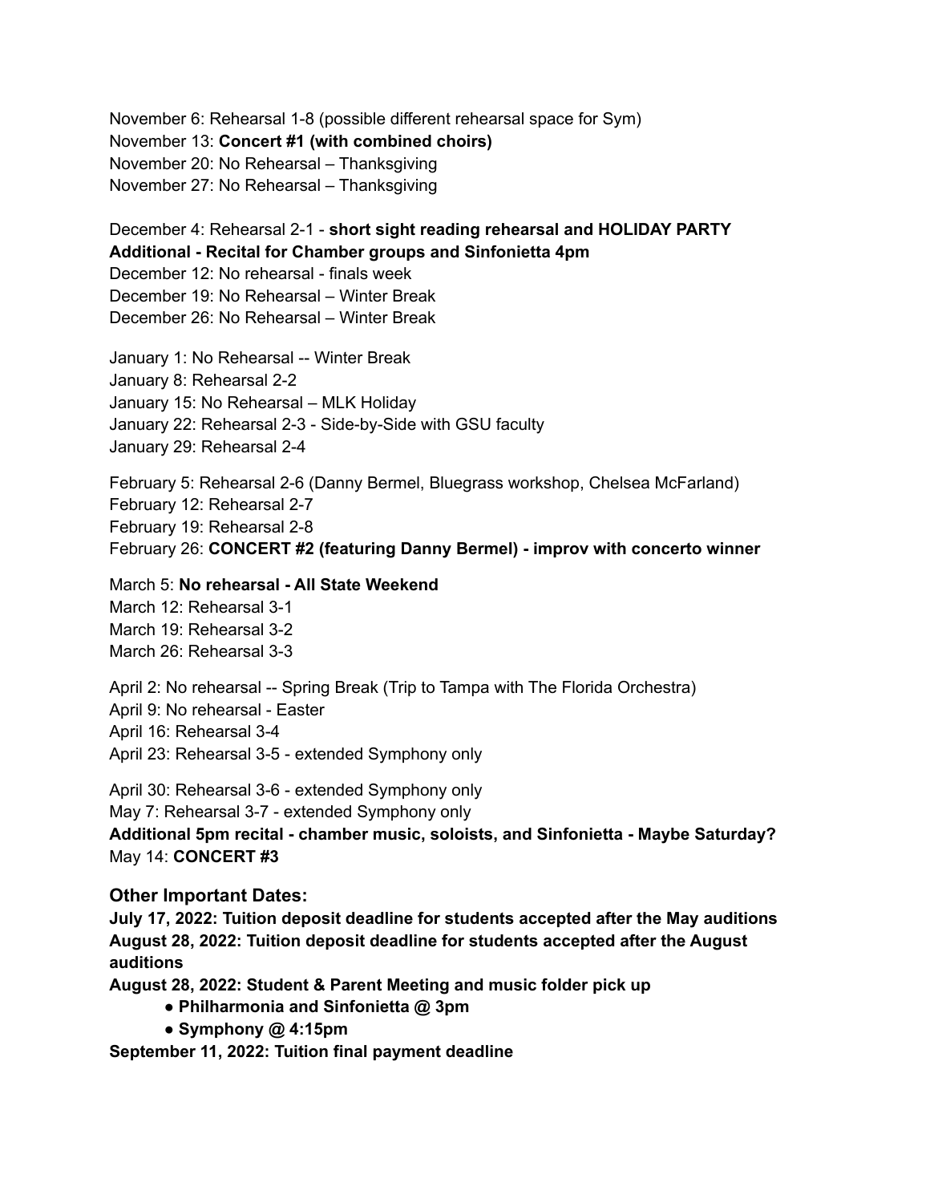November 6: Rehearsal 1-8 (possible different rehearsal space for Sym)
November 13: **Concert #1 (with combined choirs)**
November 20: No Rehearsal – Thanksgiving
November 27: No Rehearsal – Thanksgiving

December 4: Rehearsal 2-1 - **short sight reading rehearsal and HOLIDAY PARTY**
**Additional - Recital for Chamber groups and Sinfonietta 4pm**
December 12: No rehearsal - finals week
December 19: No Rehearsal – Winter Break
December 26: No Rehearsal – Winter Break

January 1: No Rehearsal -- Winter Break
January 8: Rehearsal 2-2
January 15: No Rehearsal – MLK Holiday
January 22: Rehearsal 2-3 - Side-by-Side with GSU faculty
January 29: Rehearsal 2-4

February 5: Rehearsal 2-6 (Danny Bermel, Bluegrass workshop, Chelsea McFarland)
February 12: Rehearsal 2-7
February 19: Rehearsal 2-8
February 26: **CONCERT #2 (featuring Danny Bermel) - improv with concerto winner**

March 5: **No rehearsal - All State Weekend**
March 12: Rehearsal 3-1
March 19: Rehearsal 3-2
March 26: Rehearsal 3-3

April 2: No rehearsal -- Spring Break (Trip to Tampa with The Florida Orchestra)
April 9: No rehearsal - Easter
April 16: Rehearsal 3-4
April 23: Rehearsal 3-5 - extended Symphony only

April 30: Rehearsal 3-6 - extended Symphony only
May 7: Rehearsal 3-7 - extended Symphony only
**Additional 5pm recital - chamber music, soloists, and Sinfonietta - Maybe Saturday?**
May 14: **CONCERT #3**

### Other Important Dates:

**July 17, 2022: Tuition deposit deadline for students accepted after the May auditions**
**August 28, 2022: Tuition deposit deadline for students accepted after the August auditions**
**August 28, 2022: Student & Parent Meeting and music folder pick up**

- **Philharmonia and Sinfonietta @ 3pm**
- **Symphony @ 4:15pm**

**September 11, 2022: Tuition final payment deadline**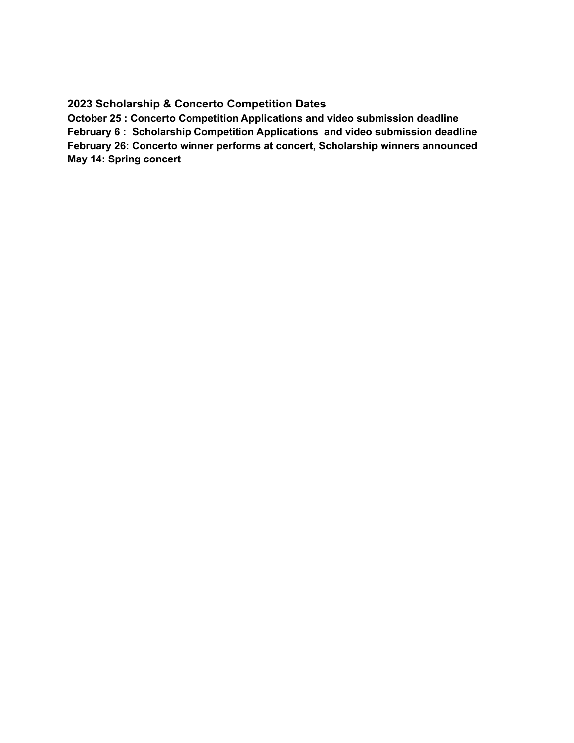## 2023 Scholarship & Concerto Competition Dates

**October 25 : Concerto Competition Applications and video submission deadline**
**February 6 : Scholarship Competition Applications and video submission deadline**
**February 26: Concerto winner performs at concert, Scholarship winners announced**
**May 14: Spring concert**